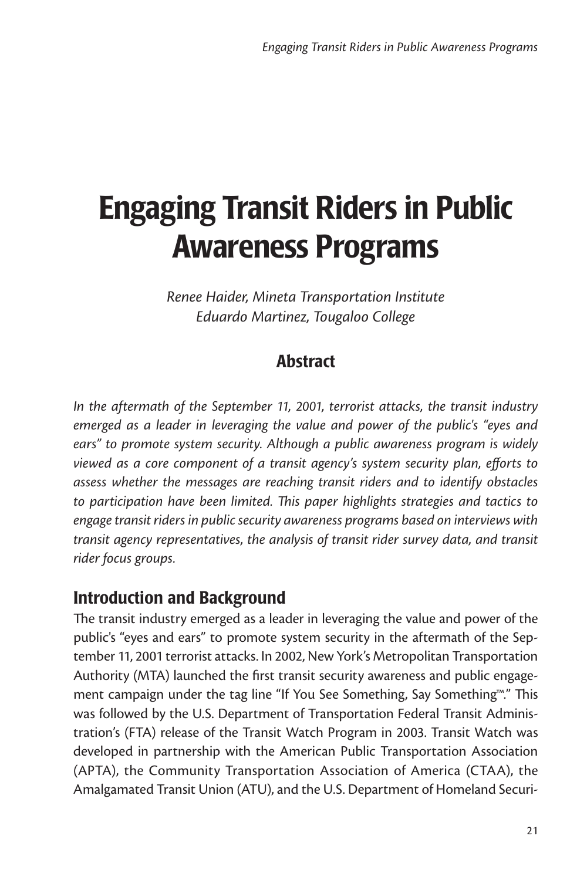# Engaging Transit Riders in Public Awareness Programs

*Renee Haider, Mineta Transportation Institute*
*Eduardo Martinez, Tougaloo College*

## Abstract

*In the aftermath of the September 11, 2001, terrorist attacks, the transit industry emerged as a leader in leveraging the value and power of the public's "eyes and ears" to promote system security. Although a public awareness program is widely viewed as a core component of a transit agency's system security plan, efforts to assess whether the messages are reaching transit riders and to identify obstacles to participation have been limited. This paper highlights strategies and tactics to engage transit riders in public security awareness programs based on interviews with transit agency representatives, the analysis of transit rider survey data, and transit rider focus groups.*

## Introduction and Background

The transit industry emerged as a leader in leveraging the value and power of the public's "eyes and ears" to promote system security in the aftermath of the September 11, 2001 terrorist attacks. In 2002, New York's Metropolitan Transportation Authority (MTA) launched the first transit security awareness and public engagement campaign under the tag line "If You See Something, Say Something™." This was followed by the U.S. Department of Transportation Federal Transit Administration's (FTA) release of the Transit Watch Program in 2003. Transit Watch was developed in partnership with the American Public Transportation Association (APTA), the Community Transportation Association of America (CTAA), the Amalgamated Transit Union (ATU), and the U.S. Department of Homeland Securi-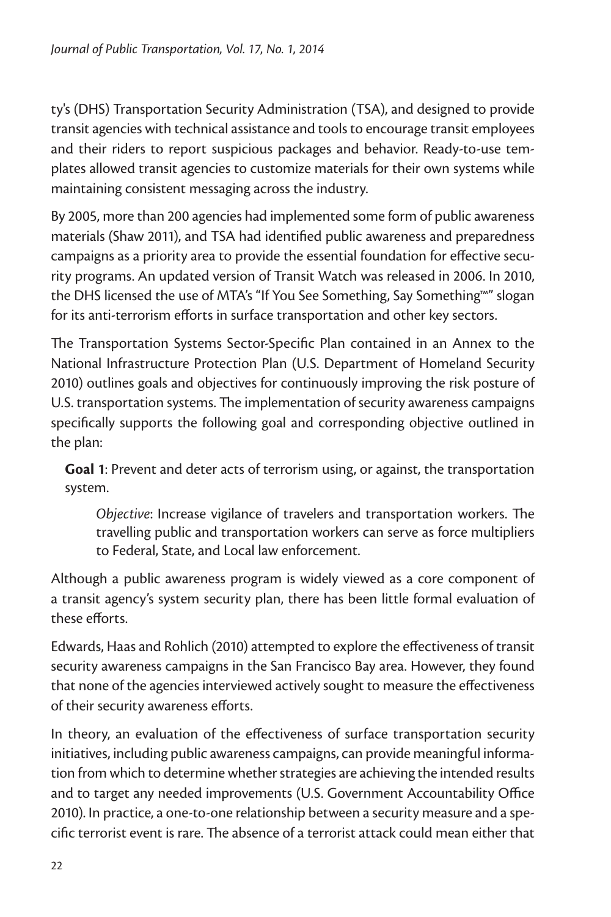ty's (DHS) Transportation Security Administration (TSA), and designed to provide transit agencies with technical assistance and tools to encourage transit employees and their riders to report suspicious packages and behavior. Ready-to-use templates allowed transit agencies to customize materials for their own systems while maintaining consistent messaging across the industry.

By 2005, more than 200 agencies had implemented some form of public awareness materials (Shaw 2011), and TSA had identified public awareness and preparedness campaigns as a priority area to provide the essential foundation for effective security programs. An updated version of Transit Watch was released in 2006. In 2010, the DHS licensed the use of MTA's "If You See Something, Say Something™" slogan for its anti-terrorism efforts in surface transportation and other key sectors.

The Transportation Systems Sector-Specific Plan contained in an Annex to the National Infrastructure Protection Plan (U.S. Department of Homeland Security 2010) outlines goals and objectives for continuously improving the risk posture of U.S. transportation systems. The implementation of security awareness campaigns specifically supports the following goal and corresponding objective outlined in the plan:

> **Goal 1**: Prevent and deter acts of terrorism using, or against, the transportation system.
>
> > *Objective*: Increase vigilance of travelers and transportation workers. The travelling public and transportation workers can serve as force multipliers to Federal, State, and Local law enforcement.

Although a public awareness program is widely viewed as a core component of a transit agency's system security plan, there has been little formal evaluation of these efforts.

Edwards, Haas and Rohlich (2010) attempted to explore the effectiveness of transit security awareness campaigns in the San Francisco Bay area. However, they found that none of the agencies interviewed actively sought to measure the effectiveness of their security awareness efforts.

In theory, an evaluation of the effectiveness of surface transportation security initiatives, including public awareness campaigns, can provide meaningful information from which to determine whether strategies are achieving the intended results and to target any needed improvements (U.S. Government Accountability Office 2010). In practice, a one-to-one relationship between a security measure and a specific terrorist event is rare. The absence of a terrorist attack could mean either that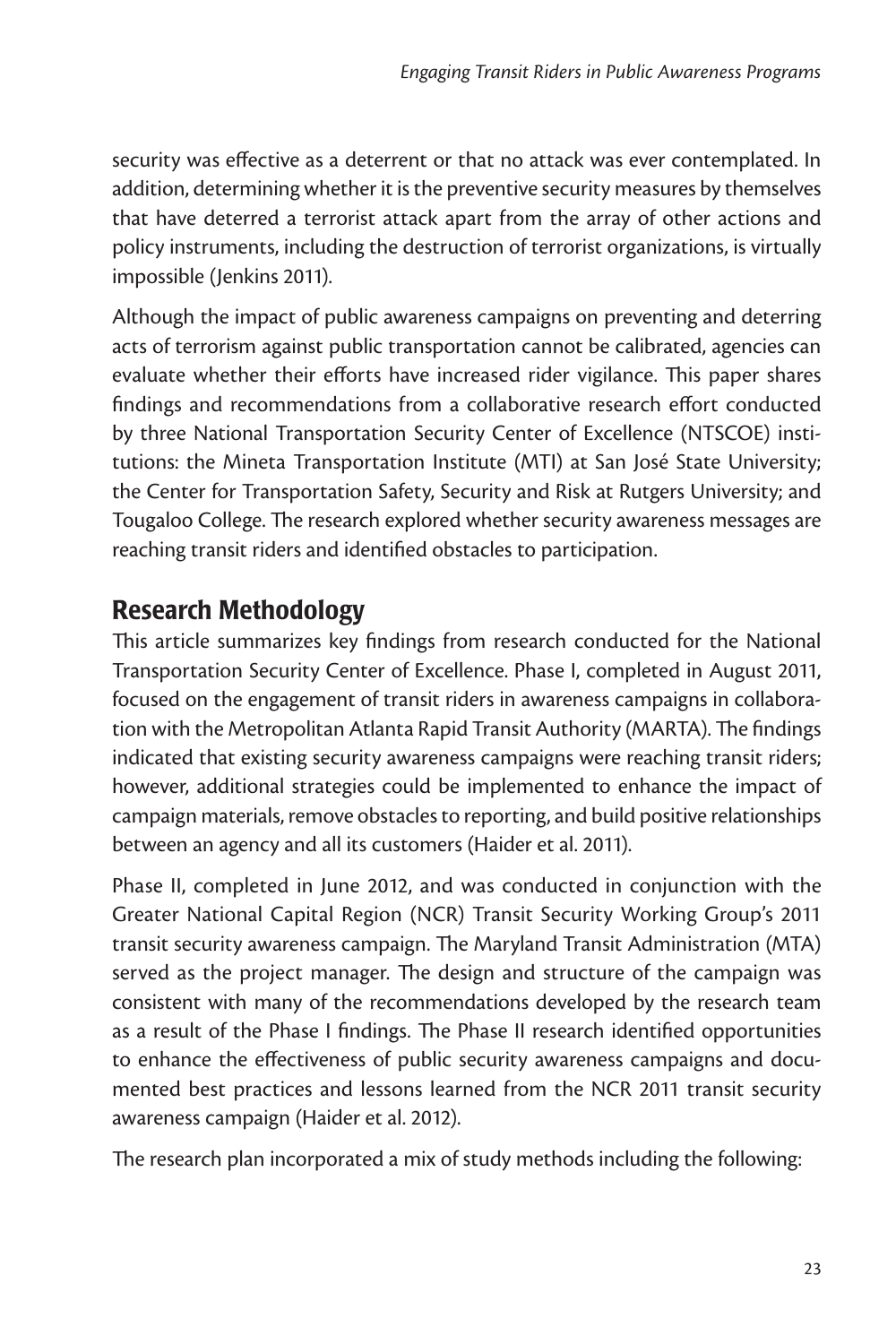security was effective as a deterrent or that no attack was ever contemplated. In addition, determining whether it is the preventive security measures by themselves that have deterred a terrorist attack apart from the array of other actions and policy instruments, including the destruction of terrorist organizations, is virtually impossible (Jenkins 2011).

Although the impact of public awareness campaigns on preventing and deterring acts of terrorism against public transportation cannot be calibrated, agencies can evaluate whether their efforts have increased rider vigilance. This paper shares findings and recommendations from a collaborative research effort conducted by three National Transportation Security Center of Excellence (NTSCOE) institutions: the Mineta Transportation Institute (MTI) at San José State University; the Center for Transportation Safety, Security and Risk at Rutgers University; and Tougaloo College. The research explored whether security awareness messages are reaching transit riders and identified obstacles to participation.

## Research Methodology

This article summarizes key findings from research conducted for the National Transportation Security Center of Excellence. Phase I, completed in August 2011, focused on the engagement of transit riders in awareness campaigns in collaboration with the Metropolitan Atlanta Rapid Transit Authority (MARTA). The findings indicated that existing security awareness campaigns were reaching transit riders; however, additional strategies could be implemented to enhance the impact of campaign materials, remove obstacles to reporting, and build positive relationships between an agency and all its customers (Haider et al. 2011).

Phase II, completed in June 2012, and was conducted in conjunction with the Greater National Capital Region (NCR) Transit Security Working Group's 2011 transit security awareness campaign. The Maryland Transit Administration (MTA) served as the project manager. The design and structure of the campaign was consistent with many of the recommendations developed by the research team as a result of the Phase I findings. The Phase II research identified opportunities to enhance the effectiveness of public security awareness campaigns and documented best practices and lessons learned from the NCR 2011 transit security awareness campaign (Haider et al. 2012).

The research plan incorporated a mix of study methods including the following: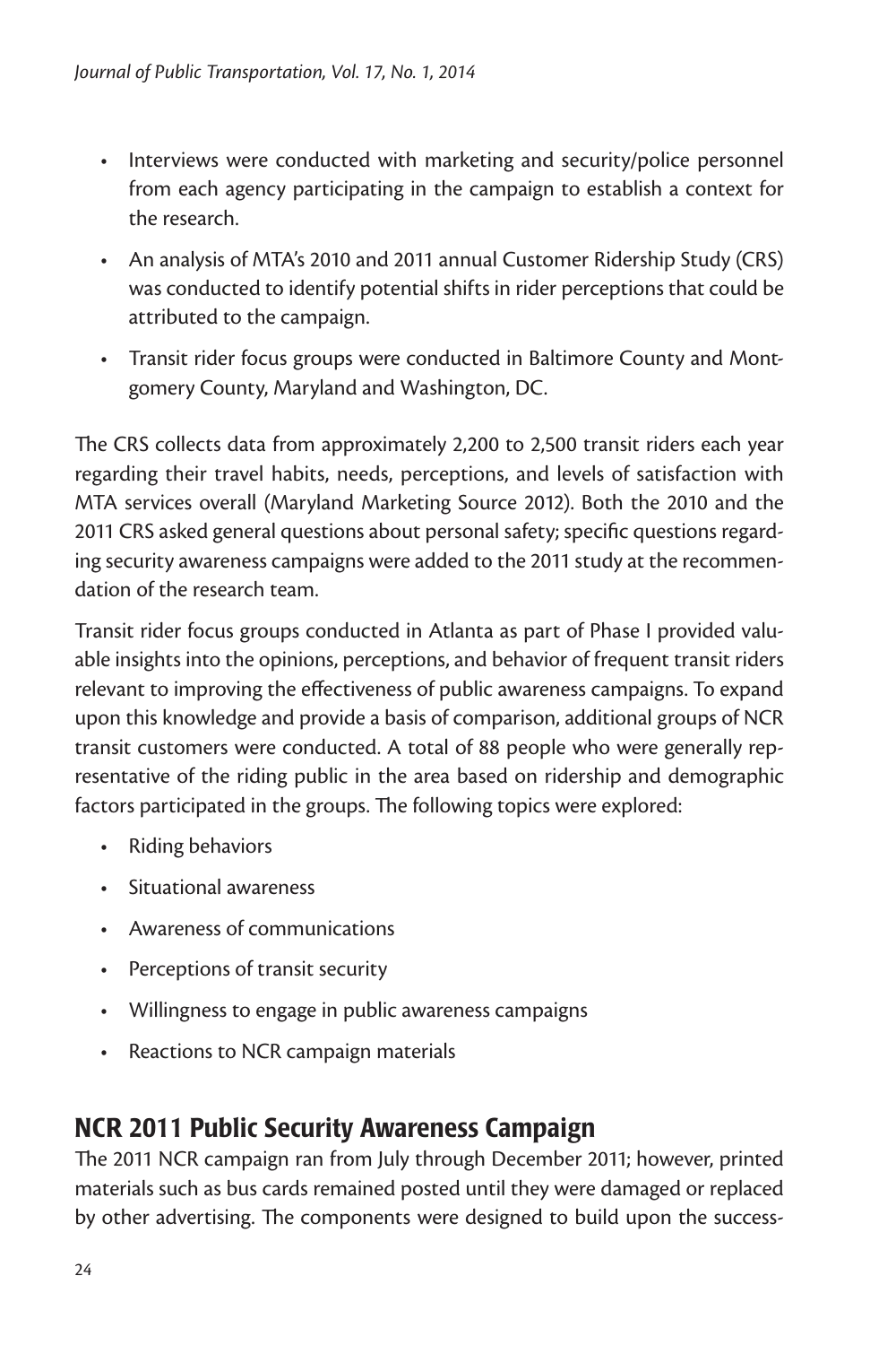- Interviews were conducted with marketing and security/police personnel from each agency participating in the campaign to establish a context for the research.
- An analysis of MTA's 2010 and 2011 annual Customer Ridership Study (CRS) was conducted to identify potential shifts in rider perceptions that could be attributed to the campaign.
- Transit rider focus groups were conducted in Baltimore County and Montgomery County, Maryland and Washington, DC.

The CRS collects data from approximately 2,200 to 2,500 transit riders each year regarding their travel habits, needs, perceptions, and levels of satisfaction with MTA services overall (Maryland Marketing Source 2012). Both the 2010 and the 2011 CRS asked general questions about personal safety; specific questions regarding security awareness campaigns were added to the 2011 study at the recommendation of the research team.

Transit rider focus groups conducted in Atlanta as part of Phase I provided valuable insights into the opinions, perceptions, and behavior of frequent transit riders relevant to improving the effectiveness of public awareness campaigns. To expand upon this knowledge and provide a basis of comparison, additional groups of NCR transit customers were conducted. A total of 88 people who were generally representative of the riding public in the area based on ridership and demographic factors participated in the groups. The following topics were explored:

- Riding behaviors
- Situational awareness
- Awareness of communications
- Perceptions of transit security
- Willingness to engage in public awareness campaigns
- Reactions to NCR campaign materials

## NCR 2011 Public Security Awareness Campaign

The 2011 NCR campaign ran from July through December 2011; however, printed materials such as bus cards remained posted until they were damaged or replaced by other advertising. The components were designed to build upon the success-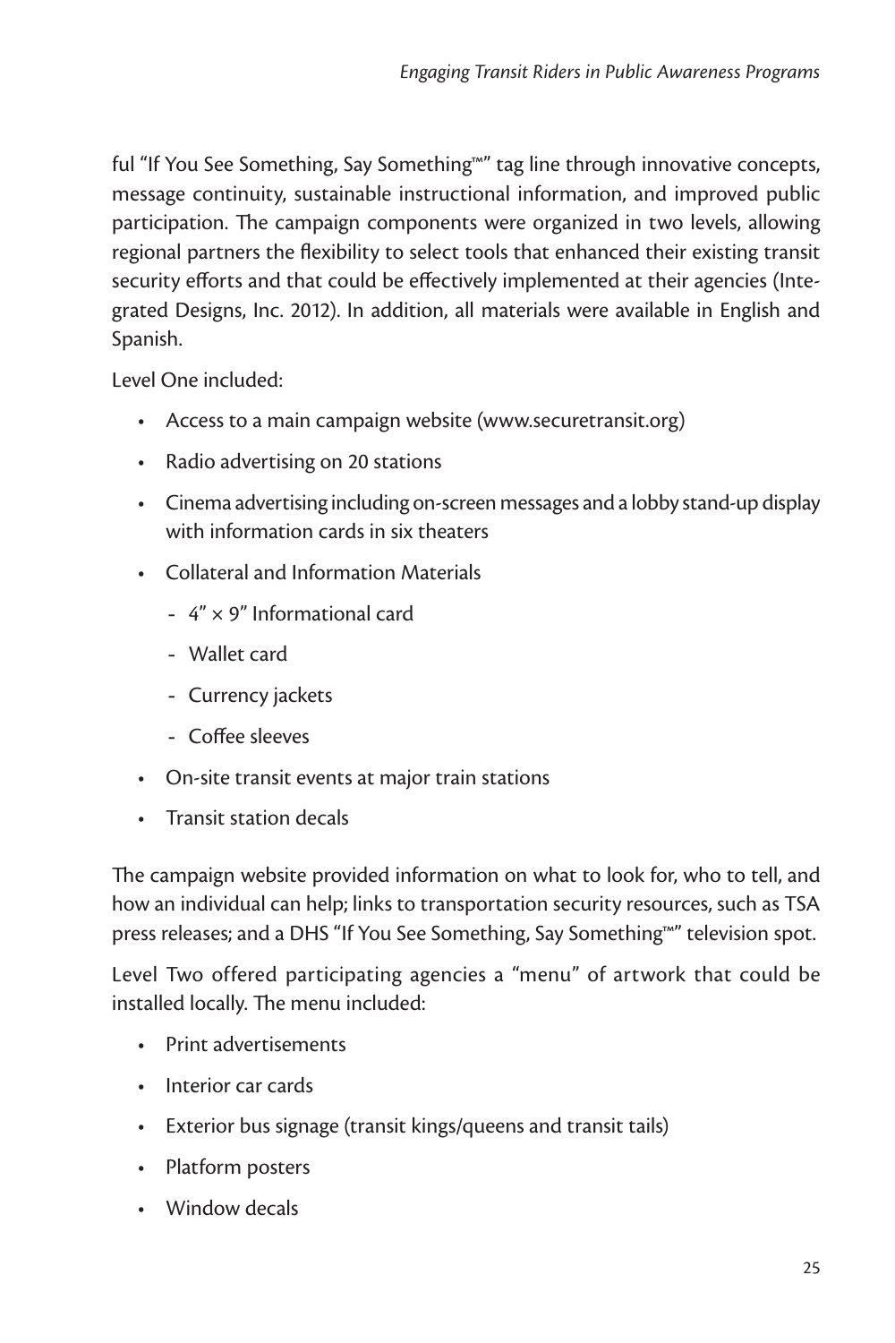ful "If You See Something, Say Something™" tag line through innovative concepts, message continuity, sustainable instructional information, and improved public participation. The campaign components were organized in two levels, allowing regional partners the flexibility to select tools that enhanced their existing transit security efforts and that could be effectively implemented at their agencies (Integrated Designs, Inc. 2012). In addition, all materials were available in English and Spanish.

Level One included:

- Access to a main campaign website (www.securetransit.org)
- Radio advertising on 20 stations
- Cinema advertising including on-screen messages and a lobby stand-up display with information cards in six theaters
- Collateral and Information Materials
  - 4" × 9" Informational card
  - Wallet card
  - Currency jackets
  - Coffee sleeves
- On-site transit events at major train stations
- Transit station decals

The campaign website provided information on what to look for, who to tell, and how an individual can help; links to transportation security resources, such as TSA press releases; and a DHS "If You See Something, Say Something™" television spot.

Level Two offered participating agencies a "menu" of artwork that could be installed locally. The menu included:

- Print advertisements
- Interior car cards
- Exterior bus signage (transit kings/queens and transit tails)
- Platform posters
- Window decals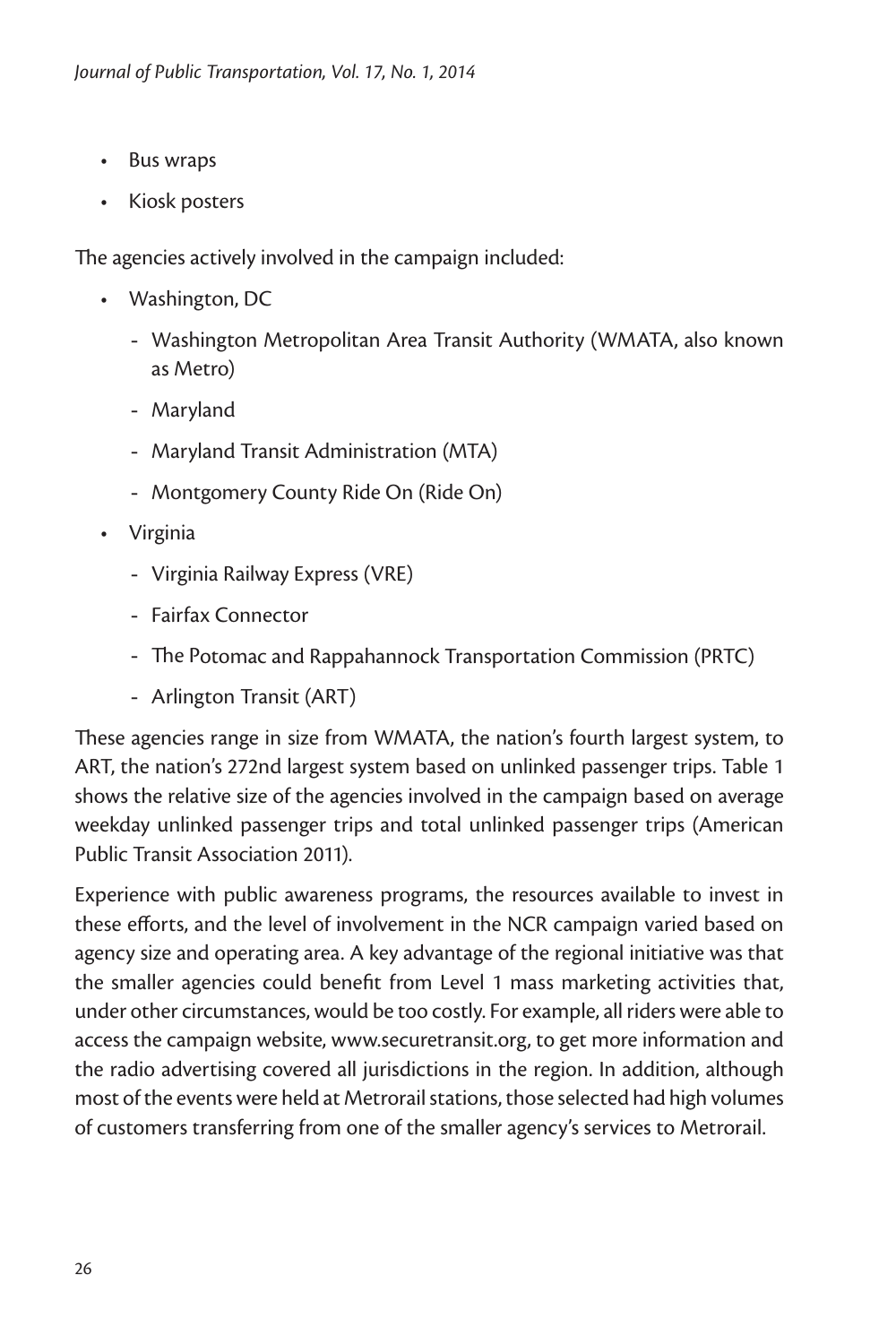- Bus wraps
- Kiosk posters

The agencies actively involved in the campaign included:

- Washington, DC
  - Washington Metropolitan Area Transit Authority (WMATA, also known as Metro)
  - Maryland
  - Maryland Transit Administration (MTA)
  - Montgomery County Ride On (Ride On)
- Virginia
  - Virginia Railway Express (VRE)
  - Fairfax Connector
  - The Potomac and Rappahannock Transportation Commission (PRTC)
  - Arlington Transit (ART)

These agencies range in size from WMATA, the nation's fourth largest system, to ART, the nation's 272nd largest system based on unlinked passenger trips. Table 1 shows the relative size of the agencies involved in the campaign based on average weekday unlinked passenger trips and total unlinked passenger trips (American Public Transit Association 2011).

Experience with public awareness programs, the resources available to invest in these efforts, and the level of involvement in the NCR campaign varied based on agency size and operating area. A key advantage of the regional initiative was that the smaller agencies could benefit from Level 1 mass marketing activities that, under other circumstances, would be too costly. For example, all riders were able to access the campaign website, www.securetransit.org, to get more information and the radio advertising covered all jurisdictions in the region. In addition, although most of the events were held at Metrorail stations, those selected had high volumes of customers transferring from one of the smaller agency's services to Metrorail.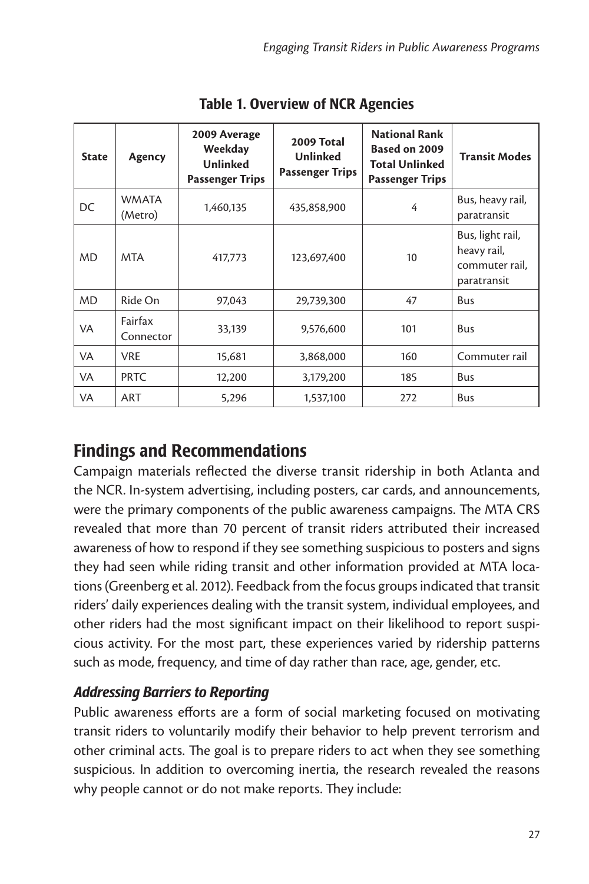**Table 1. Overview of NCR Agencies**

| State | Agency | 2009 Average Weekday Unlinked Passenger Trips | 2009 Total Unlinked Passenger Trips | National Rank Based on 2009 Total Unlinked Passenger Trips | Transit Modes |
|---|---|---|---|---|---|
| DC | WMATA (Metro) | 1,460,135 | 435,858,900 | 4 | Bus, heavy rail, paratransit |
| MD | MTA | 417,773 | 123,697,400 | 10 | Bus, light rail, heavy rail, commuter rail, paratransit |
| MD | Ride On | 97,043 | 29,739,300 | 47 | Bus |
| VA | Fairfax Connector | 33,139 | 9,576,600 | 101 | Bus |
| VA | VRE | 15,681 | 3,868,000 | 160 | Commuter rail |
| VA | PRTC | 12,200 | 3,179,200 | 185 | Bus |
| VA | ART | 5,296 | 1,537,100 | 272 | Bus |

## Findings and Recommendations

Campaign materials reflected the diverse transit ridership in both Atlanta and the NCR. In-system advertising, including posters, car cards, and announcements, were the primary components of the public awareness campaigns. The MTA CRS revealed that more than 70 percent of transit riders attributed their increased awareness of how to respond if they see something suspicious to posters and signs they had seen while riding transit and other information provided at MTA locations (Greenberg et al. 2012). Feedback from the focus groups indicated that transit riders' daily experiences dealing with the transit system, individual employees, and other riders had the most significant impact on their likelihood to report suspicious activity. For the most part, these experiences varied by ridership patterns such as mode, frequency, and time of day rather than race, age, gender, etc.

### *Addressing Barriers to Reporting*

Public awareness efforts are a form of social marketing focused on motivating transit riders to voluntarily modify their behavior to help prevent terrorism and other criminal acts. The goal is to prepare riders to act when they see something suspicious. In addition to overcoming inertia, the research revealed the reasons why people cannot or do not make reports. They include: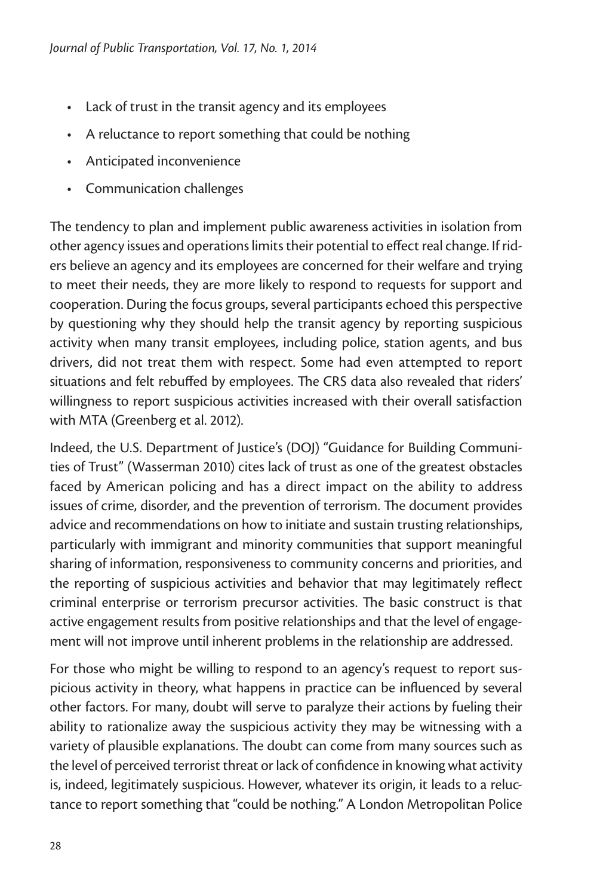- Lack of trust in the transit agency and its employees
- A reluctance to report something that could be nothing
- Anticipated inconvenience
- Communication challenges

The tendency to plan and implement public awareness activities in isolation from other agency issues and operations limits their potential to effect real change. If riders believe an agency and its employees are concerned for their welfare and trying to meet their needs, they are more likely to respond to requests for support and cooperation. During the focus groups, several participants echoed this perspective by questioning why they should help the transit agency by reporting suspicious activity when many transit employees, including police, station agents, and bus drivers, did not treat them with respect. Some had even attempted to report situations and felt rebuffed by employees. The CRS data also revealed that riders' willingness to report suspicious activities increased with their overall satisfaction with MTA (Greenberg et al. 2012).

Indeed, the U.S. Department of Justice's (DOJ) "Guidance for Building Communities of Trust" (Wasserman 2010) cites lack of trust as one of the greatest obstacles faced by American policing and has a direct impact on the ability to address issues of crime, disorder, and the prevention of terrorism. The document provides advice and recommendations on how to initiate and sustain trusting relationships, particularly with immigrant and minority communities that support meaningful sharing of information, responsiveness to community concerns and priorities, and the reporting of suspicious activities and behavior that may legitimately reflect criminal enterprise or terrorism precursor activities. The basic construct is that active engagement results from positive relationships and that the level of engagement will not improve until inherent problems in the relationship are addressed.

For those who might be willing to respond to an agency's request to report suspicious activity in theory, what happens in practice can be influenced by several other factors. For many, doubt will serve to paralyze their actions by fueling their ability to rationalize away the suspicious activity they may be witnessing with a variety of plausible explanations. The doubt can come from many sources such as the level of perceived terrorist threat or lack of confidence in knowing what activity is, indeed, legitimately suspicious. However, whatever its origin, it leads to a reluctance to report something that "could be nothing." A London Metropolitan Police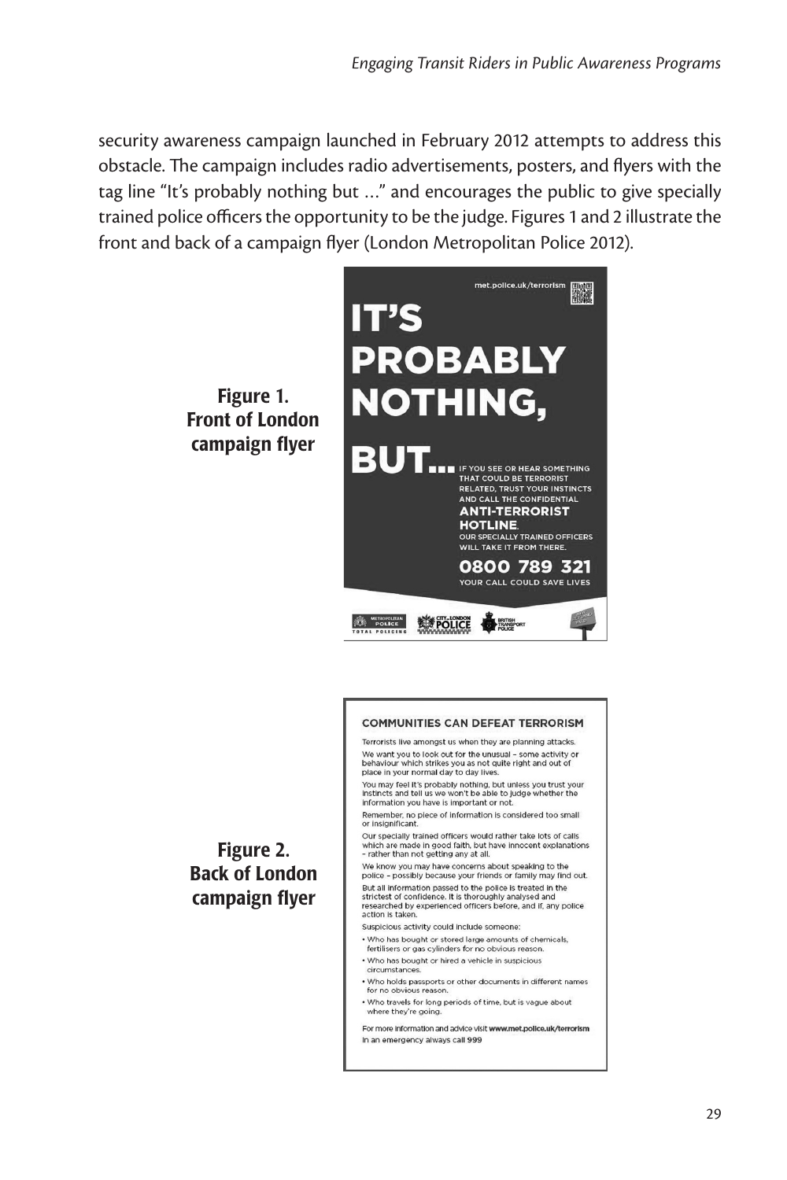security awareness campaign launched in February 2012 attempts to address this obstacle. The campaign includes radio advertisements, posters, and flyers with the tag line "It's probably nothing but ..." and encourages the public to give specially trained police officers the opportunity to be the judge. Figures 1 and 2 illustrate the front and back of a campaign flyer (London Metropolitan Police 2012).

**Figure 1. Front of London campaign flyer**

met.police.uk/terrorism

IT'S PROBABLY NOTHING, BUT... IF YOU SEE OR HEAR SOMETHING THAT COULD BE TERRORIST RELATED, TRUST YOUR INSTINCTS AND CALL THE CONFIDENTIAL **ANTI-TERRORIST HOTLINE**. OUR SPECIALLY TRAINED OFFICERS WILL TAKE IT FROM THERE.

**0800 789 321**

YOUR CALL COULD SAVE LIVES

METROPOLITAN POLICE TOTAL POLICING | CITY of LONDON POLICE | BRITISH TRANSPORT POLICE

**Figure 2. Back of London campaign flyer**

**COMMUNITIES CAN DEFEAT TERRORISM**

Terrorists live amongst us when they are planning attacks.

We want you to look out for the unusual – some activity or behaviour which strikes you as not quite right and out of place in your normal day to day lives.

You may feel it's probably nothing, but unless you trust your instincts and tell us we won't be able to judge whether the information you have is important or not.

Remember, no piece of information is considered too small or insignificant.

Our specially trained officers would rather take lots of calls which are made in good faith, but have innocent explanations – rather than not getting any at all.

We know you may have concerns about speaking to the police – possibly because your friends or family may find out.

But all information passed to the police is treated in the strictest of confidence. It is thoroughly analysed and researched by experienced officers before, and if, any police action is taken.

Suspicious activity could include someone:

- Who has bought or stored large amounts of chemicals, fertilisers or gas cylinders for no obvious reason.
- Who has bought or hired a vehicle in suspicious circumstances.
- Who holds passports or other documents in different names for no obvious reason.
- Who travels for long periods of time, but is vague about where they're going.

For more information and advice visit **www.met.police.uk/terrorism**

In an emergency always call 999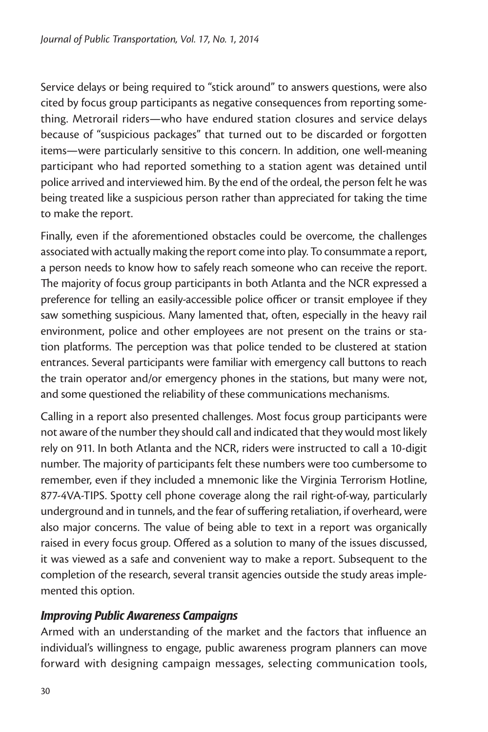Service delays or being required to "stick around" to answers questions, were also cited by focus group participants as negative consequences from reporting something. Metrorail riders—who have endured station closures and service delays because of "suspicious packages" that turned out to be discarded or forgotten items—were particularly sensitive to this concern. In addition, one well-meaning participant who had reported something to a station agent was detained until police arrived and interviewed him. By the end of the ordeal, the person felt he was being treated like a suspicious person rather than appreciated for taking the time to make the report.

Finally, even if the aforementioned obstacles could be overcome, the challenges associated with actually making the report come into play. To consummate a report, a person needs to know how to safely reach someone who can receive the report. The majority of focus group participants in both Atlanta and the NCR expressed a preference for telling an easily-accessible police officer or transit employee if they saw something suspicious. Many lamented that, often, especially in the heavy rail environment, police and other employees are not present on the trains or station platforms. The perception was that police tended to be clustered at station entrances. Several participants were familiar with emergency call buttons to reach the train operator and/or emergency phones in the stations, but many were not, and some questioned the reliability of these communications mechanisms.

Calling in a report also presented challenges. Most focus group participants were not aware of the number they should call and indicated that they would most likely rely on 911. In both Atlanta and the NCR, riders were instructed to call a 10-digit number. The majority of participants felt these numbers were too cumbersome to remember, even if they included a mnemonic like the Virginia Terrorism Hotline, 877-4VA-TIPS. Spotty cell phone coverage along the rail right-of-way, particularly underground and in tunnels, and the fear of suffering retaliation, if overheard, were also major concerns. The value of being able to text in a report was organically raised in every focus group. Offered as a solution to many of the issues discussed, it was viewed as a safe and convenient way to make a report. Subsequent to the completion of the research, several transit agencies outside the study areas implemented this option.

### *Improving Public Awareness Campaigns*

Armed with an understanding of the market and the factors that influence an individual's willingness to engage, public awareness program planners can move forward with designing campaign messages, selecting communication tools,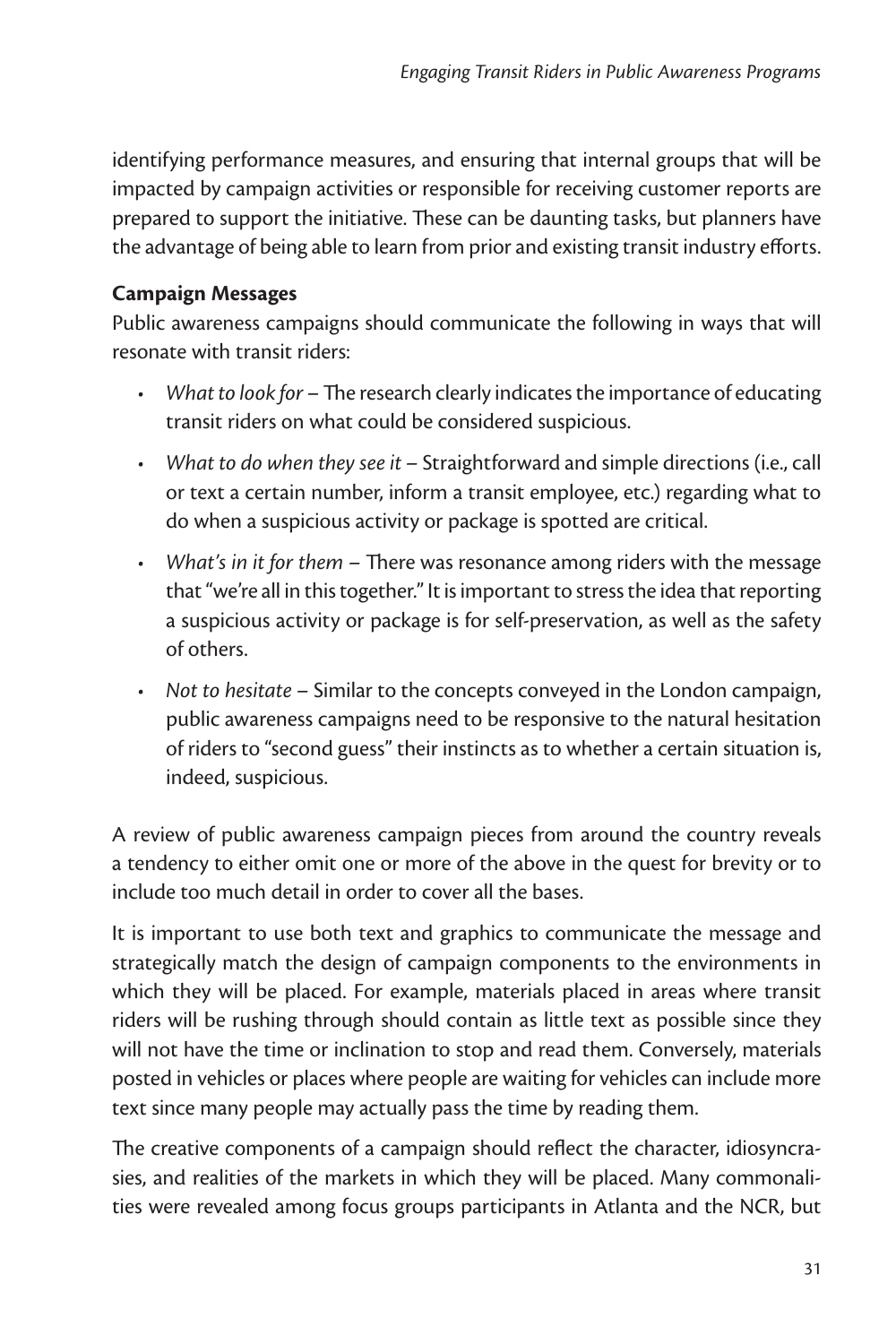identifying performance measures, and ensuring that internal groups that will be impacted by campaign activities or responsible for receiving customer reports are prepared to support the initiative. These can be daunting tasks, but planners have the advantage of being able to learn from prior and existing transit industry efforts.

**Campaign Messages**

Public awareness campaigns should communicate the following in ways that will resonate with transit riders:

- *What to look for* – The research clearly indicates the importance of educating transit riders on what could be considered suspicious.
- *What to do when they see it* – Straightforward and simple directions (i.e., call or text a certain number, inform a transit employee, etc.) regarding what to do when a suspicious activity or package is spotted are critical.
- *What's in it for them* – There was resonance among riders with the message that "we're all in this together." It is important to stress the idea that reporting a suspicious activity or package is for self-preservation, as well as the safety of others.
- *Not to hesitate* – Similar to the concepts conveyed in the London campaign, public awareness campaigns need to be responsive to the natural hesitation of riders to "second guess" their instincts as to whether a certain situation is, indeed, suspicious.

A review of public awareness campaign pieces from around the country reveals a tendency to either omit one or more of the above in the quest for brevity or to include too much detail in order to cover all the bases.

It is important to use both text and graphics to communicate the message and strategically match the design of campaign components to the environments in which they will be placed. For example, materials placed in areas where transit riders will be rushing through should contain as little text as possible since they will not have the time or inclination to stop and read them. Conversely, materials posted in vehicles or places where people are waiting for vehicles can include more text since many people may actually pass the time by reading them.

The creative components of a campaign should reflect the character, idiosyncrasies, and realities of the markets in which they will be placed. Many commonalities were revealed among focus groups participants in Atlanta and the NCR, but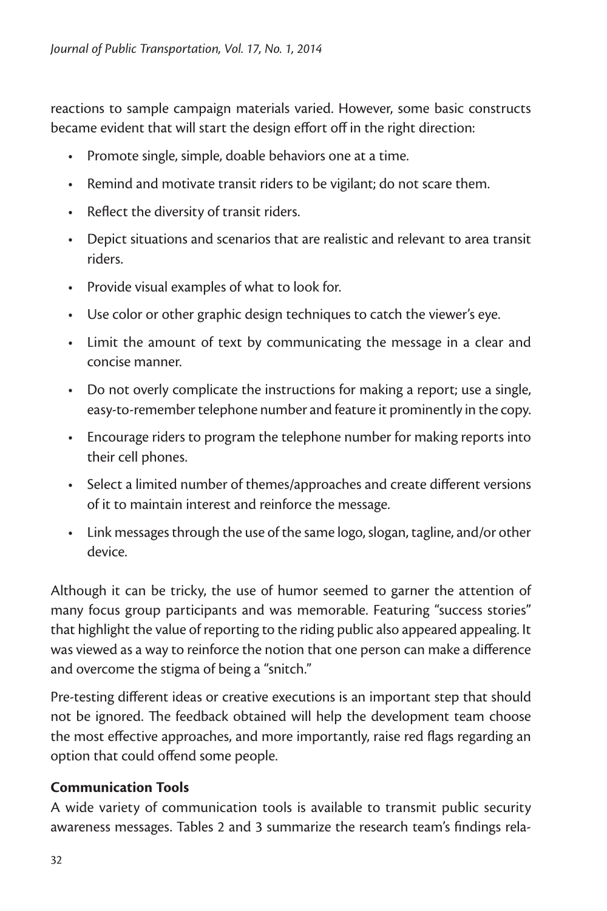reactions to sample campaign materials varied. However, some basic constructs became evident that will start the design effort off in the right direction:

- Promote single, simple, doable behaviors one at a time.
- Remind and motivate transit riders to be vigilant; do not scare them.
- Reflect the diversity of transit riders.
- Depict situations and scenarios that are realistic and relevant to area transit riders.
- Provide visual examples of what to look for.
- Use color or other graphic design techniques to catch the viewer's eye.
- Limit the amount of text by communicating the message in a clear and concise manner.
- Do not overly complicate the instructions for making a report; use a single, easy-to-remember telephone number and feature it prominently in the copy.
- Encourage riders to program the telephone number for making reports into their cell phones.
- Select a limited number of themes/approaches and create different versions of it to maintain interest and reinforce the message.
- Link messages through the use of the same logo, slogan, tagline, and/or other device.

Although it can be tricky, the use of humor seemed to garner the attention of many focus group participants and was memorable. Featuring "success stories" that highlight the value of reporting to the riding public also appeared appealing. It was viewed as a way to reinforce the notion that one person can make a difference and overcome the stigma of being a "snitch."

Pre-testing different ideas or creative executions is an important step that should not be ignored. The feedback obtained will help the development team choose the most effective approaches, and more importantly, raise red flags regarding an option that could offend some people.

**Communication Tools**

A wide variety of communication tools is available to transmit public security awareness messages. Tables 2 and 3 summarize the research team's findings rela-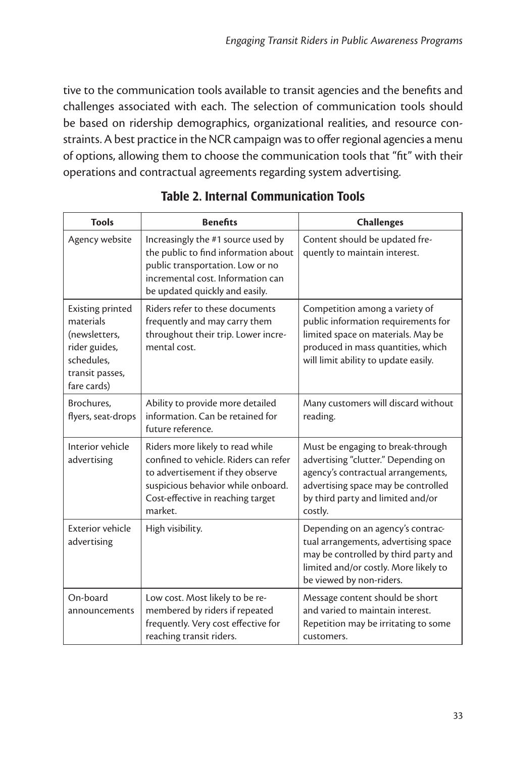tive to the communication tools available to transit agencies and the benefits and challenges associated with each. The selection of communication tools should be based on ridership demographics, organizational realities, and resource constraints. A best practice in the NCR campaign was to offer regional agencies a menu of options, allowing them to choose the communication tools that "fit" with their operations and contractual agreements regarding system advertising.

## Table 2. Internal Communication Tools

| Tools | Benefits | Challenges |
|---|---|---|
| Agency website | Increasingly the #1 source used by the public to find information about public transportation. Low or no incremental cost. Information can be updated quickly and easily. | Content should be updated frequently to maintain interest. |
| Existing printed materials (newsletters, rider guides, schedules, transit passes, fare cards) | Riders refer to these documents frequently and may carry them throughout their trip. Lower incremental cost. | Competition among a variety of public information requirements for limited space on materials. May be produced in mass quantities, which will limit ability to update easily. |
| Brochures, flyers, seat-drops | Ability to provide more detailed information. Can be retained for future reference. | Many customers will discard without reading. |
| Interior vehicle advertising | Riders more likely to read while confined to vehicle. Riders can refer to advertisement if they observe suspicious behavior while onboard. Cost-effective in reaching target market. | Must be engaging to break-through advertising "clutter." Depending on agency's contractual arrangements, advertising space may be controlled by third party and limited and/or costly. |
| Exterior vehicle advertising | High visibility. | Depending on an agency's contractual arrangements, advertising space may be controlled by third party and limited and/or costly. More likely to be viewed by non-riders. |
| On-board announcements | Low cost. Most likely to be remembered by riders if repeated frequently. Very cost effective for reaching transit riders. | Message content should be short and varied to maintain interest. Repetition may be irritating to some customers. |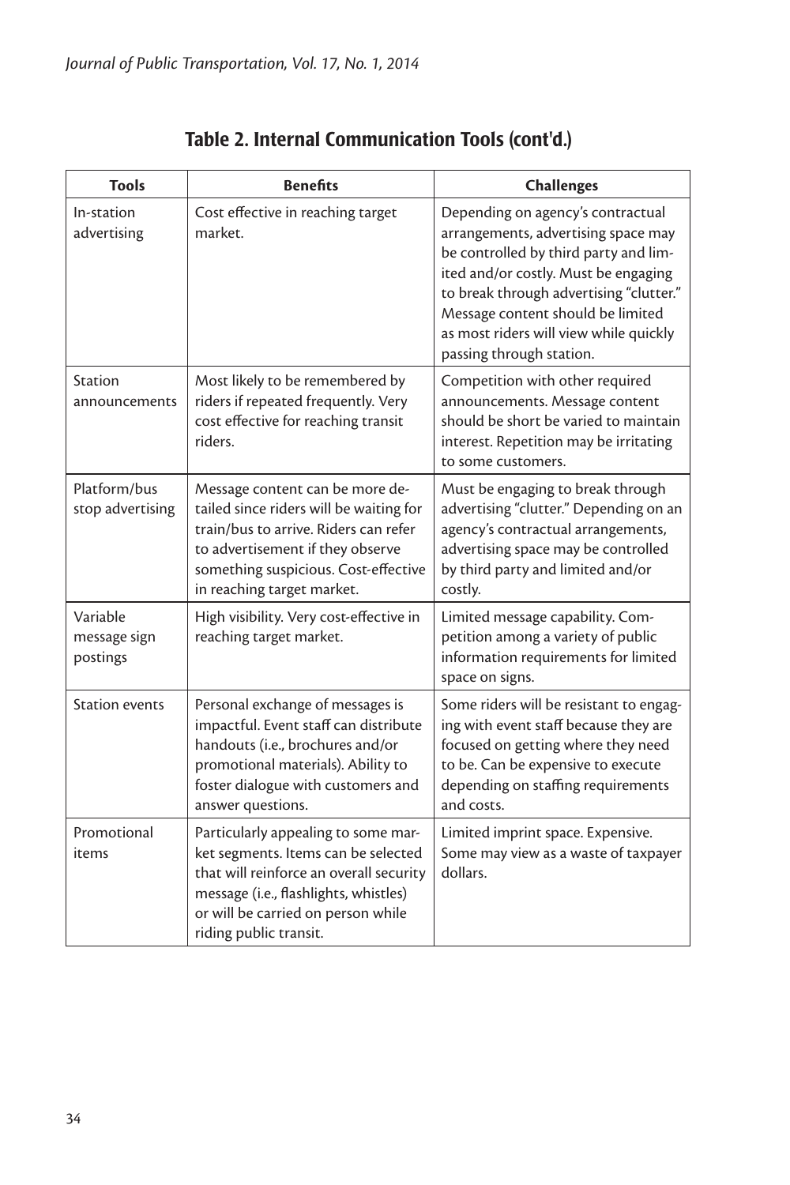**Table 2. Internal Communication Tools (cont'd.)**

| Tools | Benefits | Challenges |
|---|---|---|
| In-station advertising | Cost effective in reaching target market. | Depending on agency's contractual arrangements, advertising space may be controlled by third party and limited and/or costly. Must be engaging to break through advertising "clutter." Message content should be limited as most riders will view while quickly passing through station. |
| Station announcements | Most likely to be remembered by riders if repeated frequently. Very cost effective for reaching transit riders. | Competition with other required announcements. Message content should be short be varied to maintain interest. Repetition may be irritating to some customers. |
| Platform/bus stop advertising | Message content can be more detailed since riders will be waiting for train/bus to arrive. Riders can refer to advertisement if they observe something suspicious. Cost-effective in reaching target market. | Must be engaging to break through advertising "clutter." Depending on an agency's contractual arrangements, advertising space may be controlled by third party and limited and/or costly. |
| Variable message sign postings | High visibility. Very cost-effective in reaching target market. | Limited message capability. Competition among a variety of public information requirements for limited space on signs. |
| Station events | Personal exchange of messages is impactful. Event staff can distribute handouts (i.e., brochures and/or promotional materials). Ability to foster dialogue with customers and answer questions. | Some riders will be resistant to engaging with event staff because they are focused on getting where they need to be. Can be expensive to execute depending on staffing requirements and costs. |
| Promotional items | Particularly appealing to some market segments. Items can be selected that will reinforce an overall security message (i.e., flashlights, whistles) or will be carried on person while riding public transit. | Limited imprint space. Expensive. Some may view as a waste of taxpayer dollars. |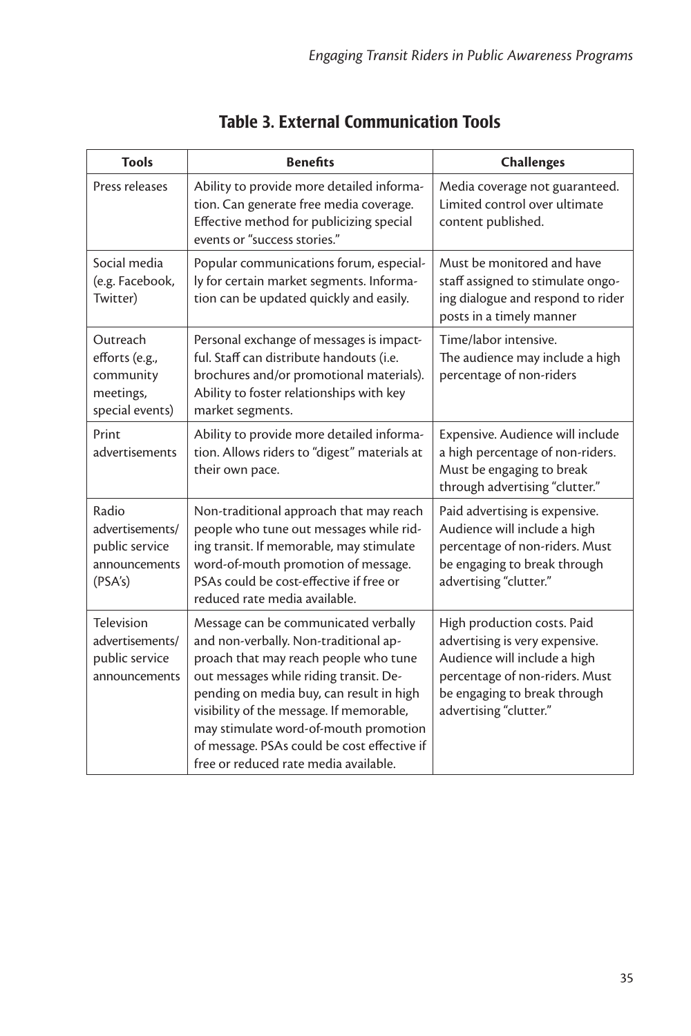## Table 3. External Communication Tools

| Tools | Benefits | Challenges |
|---|---|---|
| Press releases | Ability to provide more detailed information. Can generate free media coverage. Effective method for publicizing special events or "success stories." | Media coverage not guaranteed. Limited control over ultimate content published. |
| Social media (e.g. Facebook, Twitter) | Popular communications forum, especially for certain market segments. Information can be updated quickly and easily. | Must be monitored and have staff assigned to stimulate ongoing dialogue and respond to rider posts in a timely manner |
| Outreach efforts (e.g., community meetings, special events) | Personal exchange of messages is impactful. Staff can distribute handouts (i.e. brochures and/or promotional materials). Ability to foster relationships with key market segments. | Time/labor intensive. The audience may include a high percentage of non-riders |
| Print advertisements | Ability to provide more detailed information. Allows riders to "digest" materials at their own pace. | Expensive. Audience will include a high percentage of non-riders. Must be engaging to break through advertising "clutter." |
| Radio advertisements/ public service announcements (PSA's) | Non-traditional approach that may reach people who tune out messages while riding transit. If memorable, may stimulate word-of-mouth promotion of message. PSAs could be cost-effective if free or reduced rate media available. | Paid advertising is expensive. Audience will include a high percentage of non-riders. Must be engaging to break through advertising "clutter." |
| Television advertisements/ public service announcements | Message can be communicated verbally and non-verbally. Non-traditional approach that may reach people who tune out messages while riding transit. Depending on media buy, can result in high visibility of the message. If memorable, may stimulate word-of-mouth promotion of message. PSAs could be cost effective if free or reduced rate media available. | High production costs. Paid advertising is very expensive. Audience will include a high percentage of non-riders. Must be engaging to break through advertising "clutter." |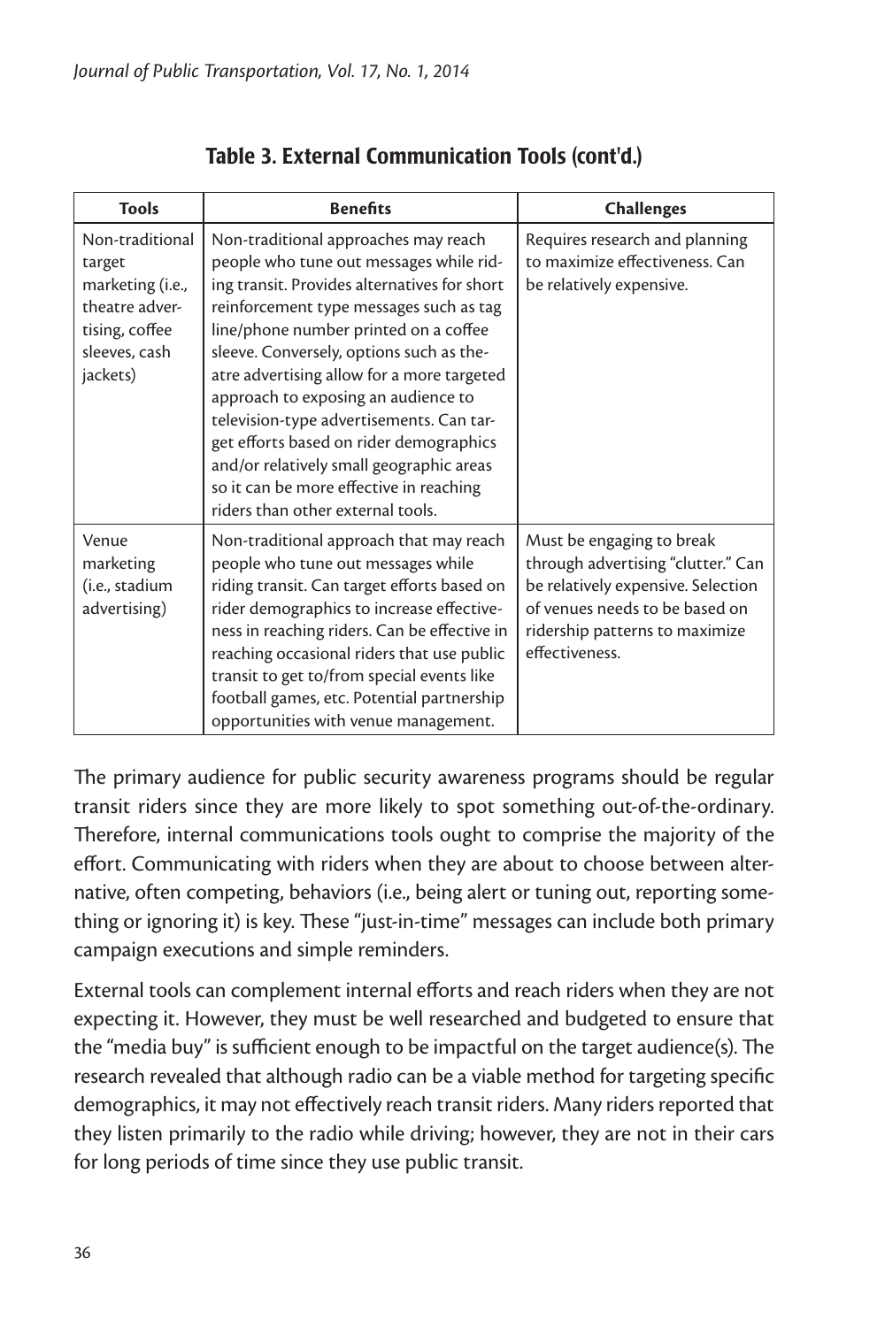**Table 3. External Communication Tools (cont'd.)**

| Tools | Benefits | Challenges |
|---|---|---|
| Non-traditional target marketing (i.e., theatre advertising, coffee sleeves, cash jackets) | Non-traditional approaches may reach people who tune out messages while riding transit. Provides alternatives for short reinforcement type messages such as tag line/phone number printed on a coffee sleeve. Conversely, options such as theatre advertising allow for a more targeted approach to exposing an audience to television-type advertisements. Can target efforts based on rider demographics and/or relatively small geographic areas so it can be more effective in reaching riders than other external tools. | Requires research and planning to maximize effectiveness. Can be relatively expensive. |
| Venue marketing (i.e., stadium advertising) | Non-traditional approach that may reach people who tune out messages while riding transit. Can target efforts based on rider demographics to increase effectiveness in reaching riders. Can be effective in reaching occasional riders that use public transit to get to/from special events like football games, etc. Potential partnership opportunities with venue management. | Must be engaging to break through advertising "clutter." Can be relatively expensive. Selection of venues needs to be based on ridership patterns to maximize effectiveness. |

The primary audience for public security awareness programs should be regular transit riders since they are more likely to spot something out-of-the-ordinary. Therefore, internal communications tools ought to comprise the majority of the effort. Communicating with riders when they are about to choose between alternative, often competing, behaviors (i.e., being alert or tuning out, reporting something or ignoring it) is key. These "just-in-time" messages can include both primary campaign executions and simple reminders.

External tools can complement internal efforts and reach riders when they are not expecting it. However, they must be well researched and budgeted to ensure that the "media buy" is sufficient enough to be impactful on the target audience(s). The research revealed that although radio can be a viable method for targeting specific demographics, it may not effectively reach transit riders. Many riders reported that they listen primarily to the radio while driving; however, they are not in their cars for long periods of time since they use public transit.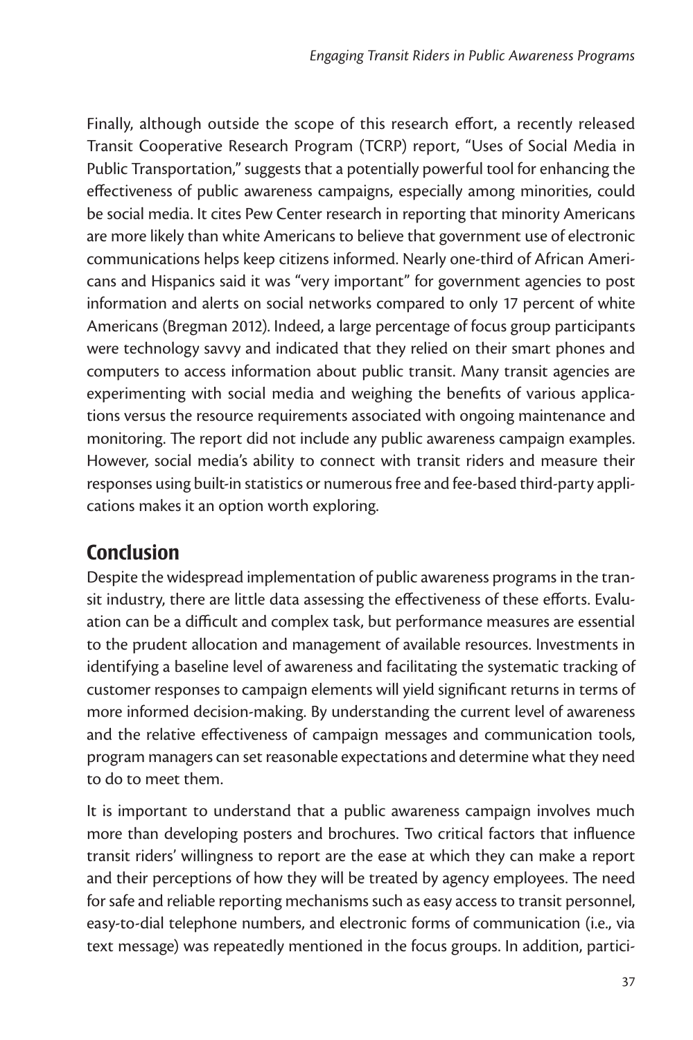Finally, although outside the scope of this research effort, a recently released Transit Cooperative Research Program (TCRP) report, "Uses of Social Media in Public Transportation," suggests that a potentially powerful tool for enhancing the effectiveness of public awareness campaigns, especially among minorities, could be social media. It cites Pew Center research in reporting that minority Americans are more likely than white Americans to believe that government use of electronic communications helps keep citizens informed. Nearly one-third of African Americans and Hispanics said it was "very important" for government agencies to post information and alerts on social networks compared to only 17 percent of white Americans (Bregman 2012). Indeed, a large percentage of focus group participants were technology savvy and indicated that they relied on their smart phones and computers to access information about public transit. Many transit agencies are experimenting with social media and weighing the benefits of various applications versus the resource requirements associated with ongoing maintenance and monitoring. The report did not include any public awareness campaign examples. However, social media's ability to connect with transit riders and measure their responses using built-in statistics or numerous free and fee-based third-party applications makes it an option worth exploring.

## Conclusion

Despite the widespread implementation of public awareness programs in the transit industry, there are little data assessing the effectiveness of these efforts. Evaluation can be a difficult and complex task, but performance measures are essential to the prudent allocation and management of available resources. Investments in identifying a baseline level of awareness and facilitating the systematic tracking of customer responses to campaign elements will yield significant returns in terms of more informed decision-making. By understanding the current level of awareness and the relative effectiveness of campaign messages and communication tools, program managers can set reasonable expectations and determine what they need to do to meet them.

It is important to understand that a public awareness campaign involves much more than developing posters and brochures. Two critical factors that influence transit riders' willingness to report are the ease at which they can make a report and their perceptions of how they will be treated by agency employees. The need for safe and reliable reporting mechanisms such as easy access to transit personnel, easy-to-dial telephone numbers, and electronic forms of communication (i.e., via text message) was repeatedly mentioned in the focus groups. In addition, partici-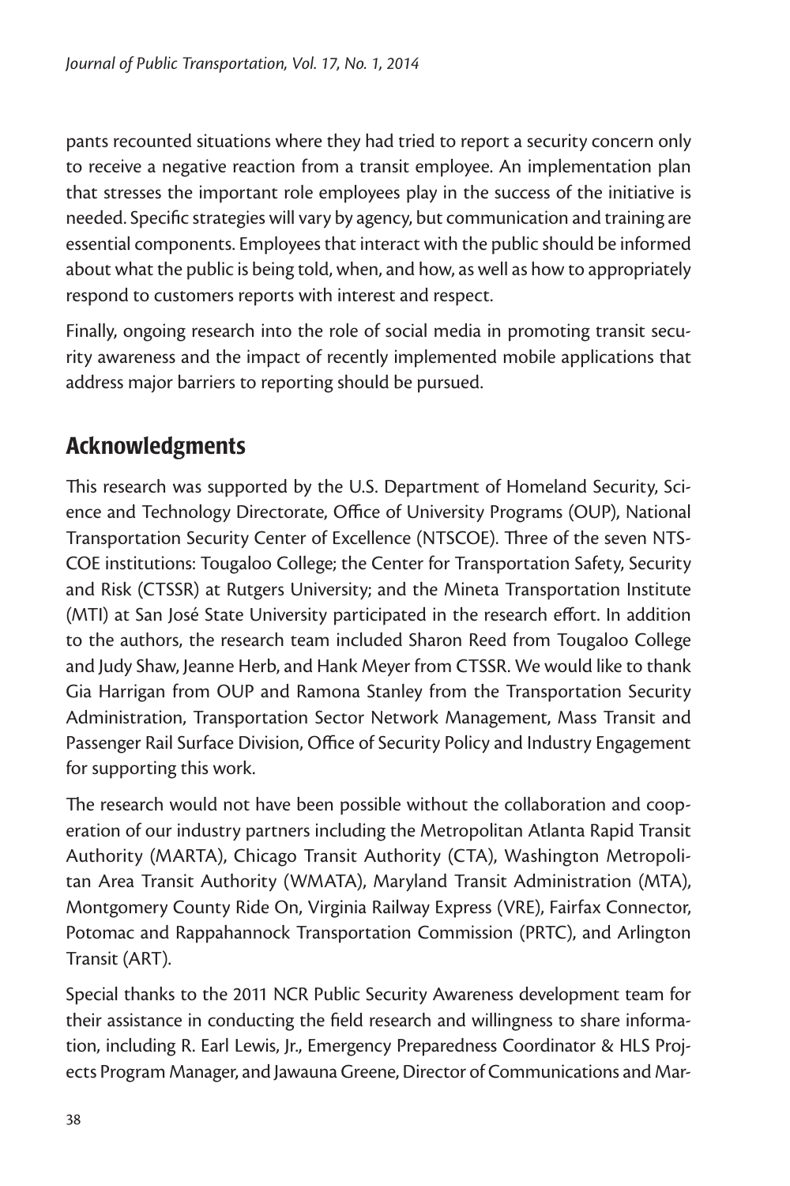pants recounted situations where they had tried to report a security concern only to receive a negative reaction from a transit employee. An implementation plan that stresses the important role employees play in the success of the initiative is needed. Specific strategies will vary by agency, but communication and training are essential components. Employees that interact with the public should be informed about what the public is being told, when, and how, as well as how to appropriately respond to customers reports with interest and respect.

Finally, ongoing research into the role of social media in promoting transit security awareness and the impact of recently implemented mobile applications that address major barriers to reporting should be pursued.

## Acknowledgments

This research was supported by the U.S. Department of Homeland Security, Science and Technology Directorate, Office of University Programs (OUP), National Transportation Security Center of Excellence (NTSCOE). Three of the seven NTSCOE institutions: Tougaloo College; the Center for Transportation Safety, Security and Risk (CTSSR) at Rutgers University; and the Mineta Transportation Institute (MTI) at San José State University participated in the research effort. In addition to the authors, the research team included Sharon Reed from Tougaloo College and Judy Shaw, Jeanne Herb, and Hank Meyer from CTSSR. We would like to thank Gia Harrigan from OUP and Ramona Stanley from the Transportation Security Administration, Transportation Sector Network Management, Mass Transit and Passenger Rail Surface Division, Office of Security Policy and Industry Engagement for supporting this work.

The research would not have been possible without the collaboration and cooperation of our industry partners including the Metropolitan Atlanta Rapid Transit Authority (MARTA), Chicago Transit Authority (CTA), Washington Metropolitan Area Transit Authority (WMATA), Maryland Transit Administration (MTA), Montgomery County Ride On, Virginia Railway Express (VRE), Fairfax Connector, Potomac and Rappahannock Transportation Commission (PRTC), and Arlington Transit (ART).

Special thanks to the 2011 NCR Public Security Awareness development team for their assistance in conducting the field research and willingness to share information, including R. Earl Lewis, Jr., Emergency Preparedness Coordinator & HLS Projects Program Manager, and Jawauna Greene, Director of Communications and Mar-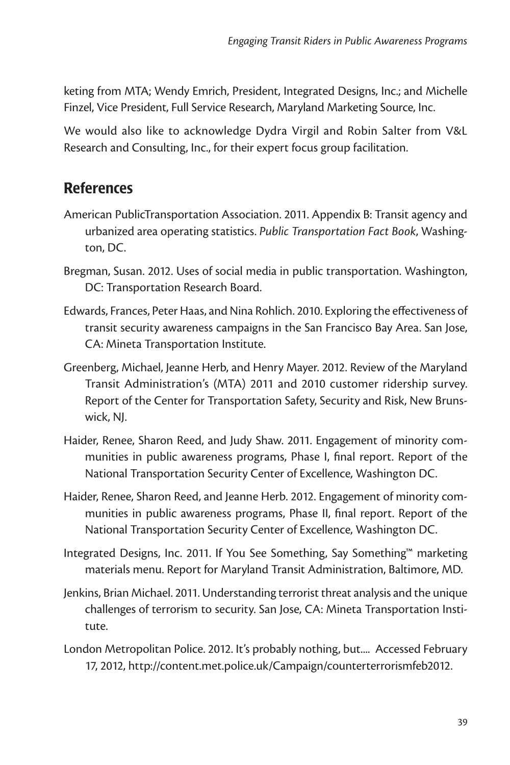keting from MTA; Wendy Emrich, President, Integrated Designs, Inc.; and Michelle Finzel, Vice President, Full Service Research, Maryland Marketing Source, Inc.

We would also like to acknowledge Dydra Virgil and Robin Salter from V&L Research and Consulting, Inc., for their expert focus group facilitation.

## References

American PublicTransportation Association. 2011. Appendix B: Transit agency and urbanized area operating statistics. *Public Transportation Fact Book*, Washington, DC.

Bregman, Susan. 2012. Uses of social media in public transportation. Washington, DC: Transportation Research Board.

Edwards, Frances, Peter Haas, and Nina Rohlich. 2010. Exploring the effectiveness of transit security awareness campaigns in the San Francisco Bay Area. San Jose, CA: Mineta Transportation Institute.

Greenberg, Michael, Jeanne Herb, and Henry Mayer. 2012. Review of the Maryland Transit Administration's (MTA) 2011 and 2010 customer ridership survey. Report of the Center for Transportation Safety, Security and Risk, New Brunswick, NJ.

Haider, Renee, Sharon Reed, and Judy Shaw. 2011. Engagement of minority communities in public awareness programs, Phase I, final report. Report of the National Transportation Security Center of Excellence, Washington DC.

Haider, Renee, Sharon Reed, and Jeanne Herb. 2012. Engagement of minority communities in public awareness programs, Phase II, final report. Report of the National Transportation Security Center of Excellence, Washington DC.

Integrated Designs, Inc. 2011. If You See Something, Say Something™ marketing materials menu. Report for Maryland Transit Administration, Baltimore, MD.

Jenkins, Brian Michael. 2011. Understanding terrorist threat analysis and the unique challenges of terrorism to security. San Jose, CA: Mineta Transportation Institute.

London Metropolitan Police. 2012. It's probably nothing, but.... Accessed February 17, 2012, http://content.met.police.uk/Campaign/counterterrorismfeb2012.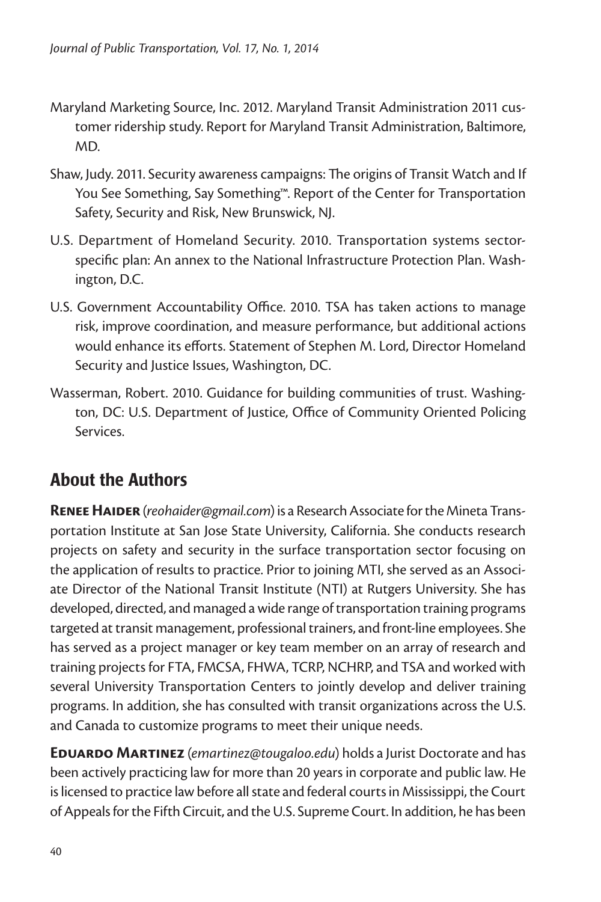Maryland Marketing Source, Inc. 2012. Maryland Transit Administration 2011 customer ridership study. Report for Maryland Transit Administration, Baltimore, MD.

Shaw, Judy. 2011. Security awareness campaigns: The origins of Transit Watch and If You See Something, Say Something™. Report of the Center for Transportation Safety, Security and Risk, New Brunswick, NJ.

U.S. Department of Homeland Security. 2010. Transportation systems sector-specific plan: An annex to the National Infrastructure Protection Plan. Washington, D.C.

U.S. Government Accountability Office. 2010. TSA has taken actions to manage risk, improve coordination, and measure performance, but additional actions would enhance its efforts. Statement of Stephen M. Lord, Director Homeland Security and Justice Issues, Washington, DC.

Wasserman, Robert. 2010. Guidance for building communities of trust. Washington, DC: U.S. Department of Justice, Office of Community Oriented Policing Services.

## About the Authors

**Renee Haider** (*reohaider@gmail.com*) is a Research Associate for the Mineta Transportation Institute at San Jose State University, California. She conducts research projects on safety and security in the surface transportation sector focusing on the application of results to practice. Prior to joining MTI, she served as an Associate Director of the National Transit Institute (NTI) at Rutgers University. She has developed, directed, and managed a wide range of transportation training programs targeted at transit management, professional trainers, and front-line employees. She has served as a project manager or key team member on an array of research and training projects for FTA, FMCSA, FHWA, TCRP, NCHRP, and TSA and worked with several University Transportation Centers to jointly develop and deliver training programs. In addition, she has consulted with transit organizations across the U.S. and Canada to customize programs to meet their unique needs.

**Eduardo Martinez** (*emartinez@tougaloo.edu*) holds a Jurist Doctorate and has been actively practicing law for more than 20 years in corporate and public law. He is licensed to practice law before all state and federal courts in Mississippi, the Court of Appeals for the Fifth Circuit, and the U.S. Supreme Court. In addition, he has been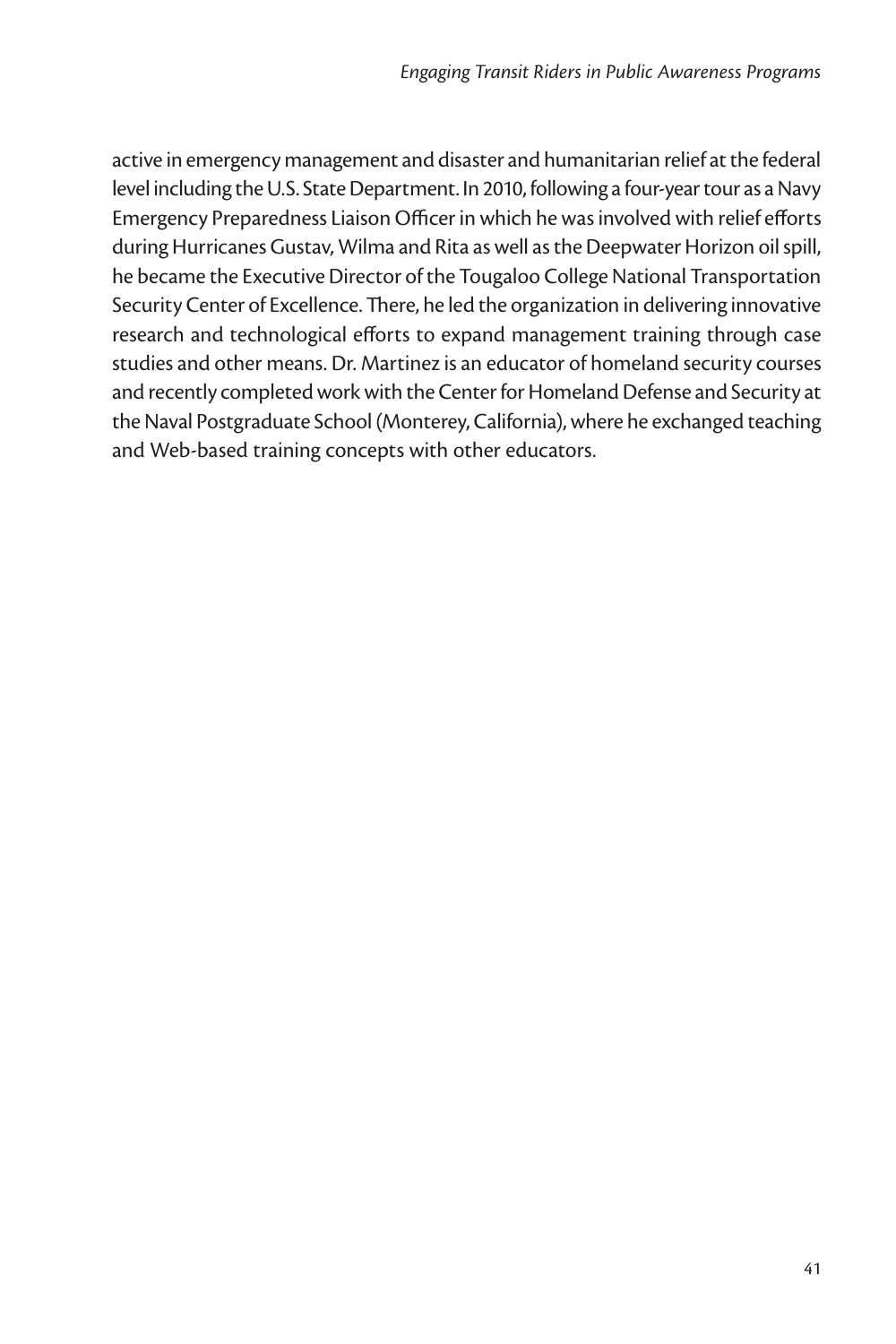active in emergency management and disaster and humanitarian relief at the federal level including the U.S. State Department. In 2010, following a four-year tour as a Navy Emergency Preparedness Liaison Officer in which he was involved with relief efforts during Hurricanes Gustav, Wilma and Rita as well as the Deepwater Horizon oil spill, he became the Executive Director of the Tougaloo College National Transportation Security Center of Excellence. There, he led the organization in delivering innovative research and technological efforts to expand management training through case studies and other means. Dr. Martinez is an educator of homeland security courses and recently completed work with the Center for Homeland Defense and Security at the Naval Postgraduate School (Monterey, California), where he exchanged teaching and Web-based training concepts with other educators.